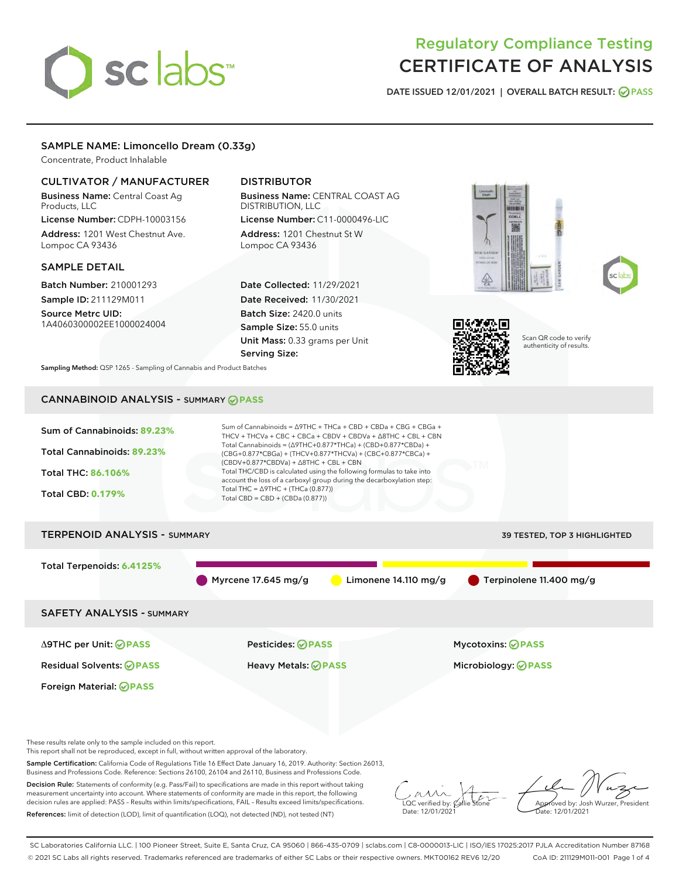# Regulatory Compliance Testing
# CERTIFICATE OF ANALYSIS

DATE ISSUED 12/01/2021 | OVERALL BATCH RESULT: PASS

## SAMPLE NAME: Limoncello Dream (0.33g)

Concentrate, Product Inhalable

### CULTIVATOR / MANUFACTURER

**Business Name:** Central Coast Ag Products, LLC

**License Number:** CDPH-10003156

**Address:** 1201 West Chestnut Ave. Lompoc CA 93436

### DISTRIBUTOR

**Business Name:** CENTRAL COAST AG DISTRIBUTION, LLC

**License Number:** C11-0000496-LIC

**Address:** 1201 Chestnut St W Lompoc CA 93436

### SAMPLE DETAIL

**Batch Number:** 210001293

**Sample ID:** 211129M011

**Source Metrc UID:** 1A4060300002EE1000024004

**Date Collected:** 11/29/2021

**Date Received:** 11/30/2021

**Batch Size:** 2420.0 units

**Sample Size:** 55.0 units

**Unit Mass:** 0.33 grams per Unit

**Serving Size:**

Scan QR code to verify authenticity of results.

**Sampling Method:** QSP 1265 - Sampling of Cannabis and Product Batches

## CANNABINOID ANALYSIS - SUMMARY PASS

**Sum of Cannabinoids:** 89.23%

**Total Cannabinoids:** 89.23%

**Total THC:** 86.106%

**Total CBD:** 0.179%

Sum of Cannabinoids = Δ9THC + THCa + CBD + CBDa + CBG + CBGa + THCV + THCVa + CBC + CBCa + CBDV + CBDVa + Δ8THC + CBL + CBN

Total Cannabinoids = (Δ9THC+0.877*THCa) + (CBD+0.877*CBDa) + (CBG+0.877*CBGa) + (THCV+0.877*THCVa) + (CBC+0.877*CBCa) + (CBDV+0.877*CBDVa) + Δ8THC + CBL + CBN

Total THC/CBD is calculated using the following formulas to take into account the loss of a carboxyl group during the decarboxylation step:

Total THC = Δ9THC + (THCa (0.877))

Total CBD = CBD + (CBDa (0.877))

## TERPENOID ANALYSIS - SUMMARY

39 TESTED, TOP 3 HIGHLIGHTED

**Total Terpenoids:** 6.4125%

Myrcene 17.645 mg/g | Limonene 14.110 mg/g | Terpinolene 11.400 mg/g

## SAFETY ANALYSIS - SUMMARY

| | | |
|---|---|---|
| Δ9THC per Unit: PASS | Pesticides: PASS | Mycotoxins: PASS |
| Residual Solvents: PASS | Heavy Metals: PASS | Microbiology: PASS |
| Foreign Material: PASS | | |

These results relate only to the sample included on this report.
This report shall not be reproduced, except in full, without written approval of the laboratory.

**Sample Certification:** California Code of Regulations Title 16 Effect Date January 16, 2019. Authority: Section 26013, Business and Professions Code. Reference: Sections 26100, 26104 and 26110, Business and Professions Code.

**Decision Rule:** Statements of conformity (e.g. Pass/Fail) to specifications are made in this report without taking measurement uncertainty into account. Where statements of conformity are made in this report, the following decision rules are applied: PASS - Results within limits/specifications, FAIL - Results exceed limits/specifications.

**References:** limit of detection (LOD), limit of quantification (LOQ), not detected (ND), not tested (NT)

LQC verified by: Callie Stone
Date: 12/01/2021

Approved by: Josh Wurzer, President
Date: 12/01/2021

SC Laboratories California LLC. | 100 Pioneer Street, Suite E, Santa Cruz, CA 95060 | 866-435-0709 | sclabs.com | C8-0000013-LIC | ISO/IES 17025:2017 PJLA Accreditation Number 87168
© 2021 SC Labs all rights reserved. Trademarks referenced are trademarks of either SC Labs or their respective owners. MKT00162 REV6 12/20 CoA ID: 211129M011-001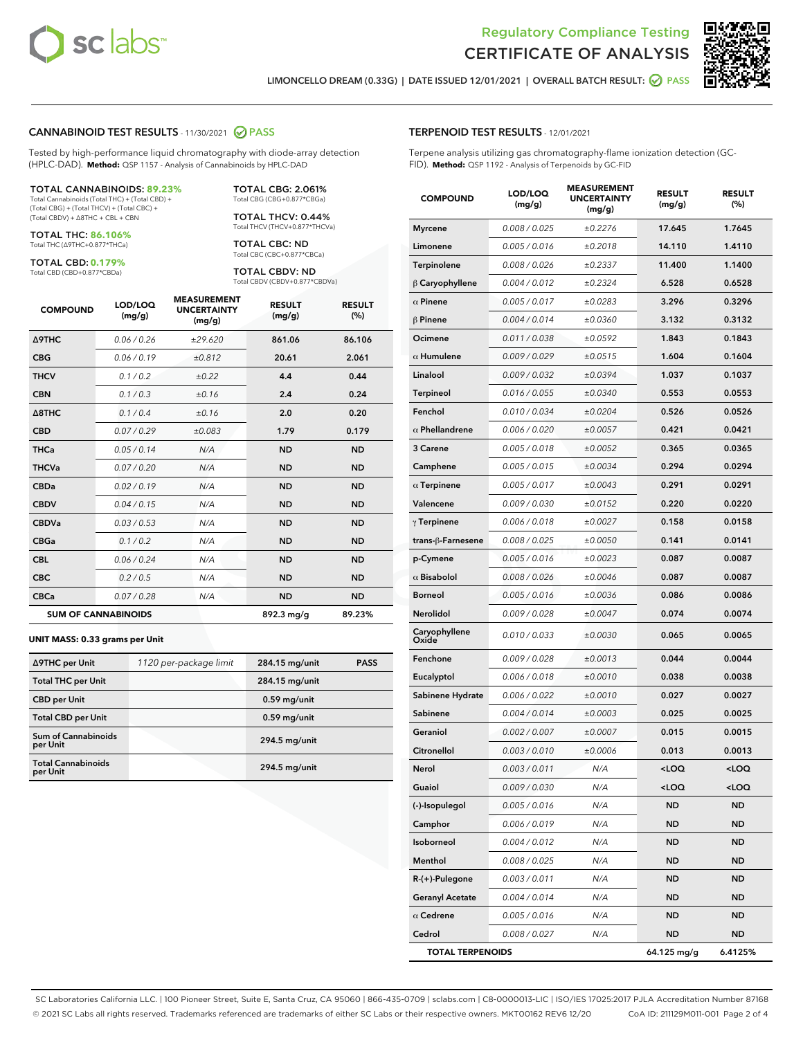# Regulatory Compliance Testing
# CERTIFICATE OF ANALYSIS

LIMONCELLO DREAM (0.33G) | DATE ISSUED 12/01/2021 | OVERALL BATCH RESULT: PASS

## CANNABINOID TEST RESULTS - 11/30/2021 PASS

Tested by high-performance liquid chromatography with diode-array detection (HPLC-DAD). **Method:** QSP 1157 - Analysis of Cannabinoids by HPLC-DAD

**TOTAL CANNABINOIDS: 89.23%**
Total Cannabinoids (Total THC) + (Total CBD) + (Total CBG) + (Total THCV) + (Total CBC) + (Total CBDV) + Δ8THC + CBL + CBN

**TOTAL THC: 86.106%**
Total THC (Δ9THC+0.877*THCa)

**TOTAL CBD: 0.179%**
Total CBD (CBD+0.877*CBDa)

**TOTAL CBG: 2.061%**
Total CBG (CBG+0.877*CBGa)

**TOTAL THCV: 0.44%**
Total THCV (THCV+0.877*THCVa)

**TOTAL CBC: ND**
Total CBC (CBC+0.877*CBCa)

**TOTAL CBDV: ND**
Total CBDV (CBDV+0.877*CBDVa)

| COMPOUND | LOD/LOQ (mg/g) | MEASUREMENT UNCERTAINTY (mg/g) | RESULT (mg/g) | RESULT (%) |
|---|---|---|---|---|
| Δ9THC | 0.06 / 0.26 | ±29.620 | 861.06 | 86.106 |
| CBG | 0.06 / 0.19 | ±0.812 | 20.61 | 2.061 |
| THCV | 0.1 / 0.2 | ±0.22 | 4.4 | 0.44 |
| CBN | 0.1 / 0.3 | ±0.16 | 2.4 | 0.24 |
| Δ8THC | 0.1 / 0.4 | ±0.16 | 2.0 | 0.20 |
| CBD | 0.07 / 0.29 | ±0.083 | 1.79 | 0.179 |
| THCa | 0.05 / 0.14 | N/A | ND | ND |
| THCVa | 0.07 / 0.20 | N/A | ND | ND |
| CBDa | 0.02 / 0.19 | N/A | ND | ND |
| CBDV | 0.04 / 0.15 | N/A | ND | ND |
| CBDVa | 0.03 / 0.53 | N/A | ND | ND |
| CBGa | 0.1 / 0.2 | N/A | ND | ND |
| CBL | 0.06 / 0.24 | N/A | ND | ND |
| CBC | 0.2 / 0.5 | N/A | ND | ND |
| CBCa | 0.07 / 0.28 | N/A | ND | ND |
| **SUM OF CANNABINOIDS** | | | 892.3 mg/g | 89.23% |

**UNIT MASS: 0.33 grams per Unit**

| | | | |
|---|---|---|---|
| Δ9THC per Unit | 1120 per-package limit | 284.15 mg/unit | PASS |
| Total THC per Unit | | 284.15 mg/unit | |
| CBD per Unit | | 0.59 mg/unit | |
| Total CBD per Unit | | 0.59 mg/unit | |
| Sum of Cannabinoids per Unit | | 294.5 mg/unit | |
| Total Cannabinoids per Unit | | 294.5 mg/unit | |

## TERPENOID TEST RESULTS - 12/01/2021

Terpene analysis utilizing gas chromatography-flame ionization detection (GC-FID). **Method:** QSP 1192 - Analysis of Terpenoids by GC-FID

| COMPOUND | LOD/LOQ (mg/g) | MEASUREMENT UNCERTAINTY (mg/g) | RESULT (mg/g) | RESULT (%) |
|---|---|---|---|---|
| Myrcene | 0.008 / 0.025 | ±0.2276 | 17.645 | 1.7645 |
| Limonene | 0.005 / 0.016 | ±0.2018 | 14.110 | 1.4110 |
| Terpinolene | 0.008 / 0.026 | ±0.2337 | 11.400 | 1.1400 |
| β Caryophyllene | 0.004 / 0.012 | ±0.2324 | 6.528 | 0.6528 |
| α Pinene | 0.005 / 0.017 | ±0.0283 | 3.296 | 0.3296 |
| β Pinene | 0.004 / 0.014 | ±0.0360 | 3.132 | 0.3132 |
| Ocimene | 0.011 / 0.038 | ±0.0592 | 1.843 | 0.1843 |
| α Humulene | 0.009 / 0.029 | ±0.0515 | 1.604 | 0.1604 |
| Linalool | 0.009 / 0.032 | ±0.0394 | 1.037 | 0.1037 |
| Terpineol | 0.016 / 0.055 | ±0.0340 | 0.553 | 0.0553 |
| Fenchol | 0.010 / 0.034 | ±0.0204 | 0.526 | 0.0526 |
| α Phellandrene | 0.006 / 0.020 | ±0.0057 | 0.421 | 0.0421 |
| 3 Carene | 0.005 / 0.018 | ±0.0052 | 0.365 | 0.0365 |
| Camphene | 0.005 / 0.015 | ±0.0034 | 0.294 | 0.0294 |
| α Terpinene | 0.005 / 0.017 | ±0.0043 | 0.291 | 0.0291 |
| Valencene | 0.009 / 0.030 | ±0.0152 | 0.220 | 0.0220 |
| γ Terpinene | 0.006 / 0.018 | ±0.0027 | 0.158 | 0.0158 |
| trans-β-Farnesene | 0.008 / 0.025 | ±0.0050 | 0.141 | 0.0141 |
| p-Cymene | 0.005 / 0.016 | ±0.0023 | 0.087 | 0.0087 |
| α Bisabolol | 0.008 / 0.026 | ±0.0046 | 0.087 | 0.0087 |
| Borneol | 0.005 / 0.016 | ±0.0036 | 0.086 | 0.0086 |
| Nerolidol | 0.009 / 0.028 | ±0.0047 | 0.074 | 0.0074 |
| Caryophyllene Oxide | 0.010 / 0.033 | ±0.0030 | 0.065 | 0.0065 |
| Fenchone | 0.009 / 0.028 | ±0.0013 | 0.044 | 0.0044 |
| Eucalyptol | 0.006 / 0.018 | ±0.0010 | 0.038 | 0.0038 |
| Sabinene Hydrate | 0.006 / 0.022 | ±0.0010 | 0.027 | 0.0027 |
| Sabinene | 0.004 / 0.014 | ±0.0003 | 0.025 | 0.0025 |
| Geraniol | 0.002 / 0.007 | ±0.0007 | 0.015 | 0.0015 |
| Citronellol | 0.003 / 0.010 | ±0.0006 | 0.013 | 0.0013 |
| Nerol | 0.003 / 0.011 | N/A | <LOQ | <LOQ |
| Guaiol | 0.009 / 0.030 | N/A | <LOQ | <LOQ |
| (-)-Isopulegol | 0.005 / 0.016 | N/A | ND | ND |
| Camphor | 0.006 / 0.019 | N/A | ND | ND |
| Isoborneol | 0.004 / 0.012 | N/A | ND | ND |
| Menthol | 0.008 / 0.025 | N/A | ND | ND |
| R-(+)-Pulegone | 0.003 / 0.011 | N/A | ND | ND |
| Geranyl Acetate | 0.004 / 0.014 | N/A | ND | ND |
| α Cedrene | 0.005 / 0.016 | N/A | ND | ND |
| Cedrol | 0.008 / 0.027 | N/A | ND | ND |
| **TOTAL TERPENOIDS** | | | 64.125 mg/g | 6.4125% |

SC Laboratories California LLC. | 100 Pioneer Street, Suite E, Santa Cruz, CA 95060 | 866-435-0709 | sclabs.com | C8-0000013-LIC | ISO/IES 17025:2017 PJLA Accreditation Number 87168
© 2021 SC Labs all rights reserved. Trademarks referenced are trademarks of either SC Labs or their respective owners. MKT00162 REV6 12/20 CoA ID: 211129M011-001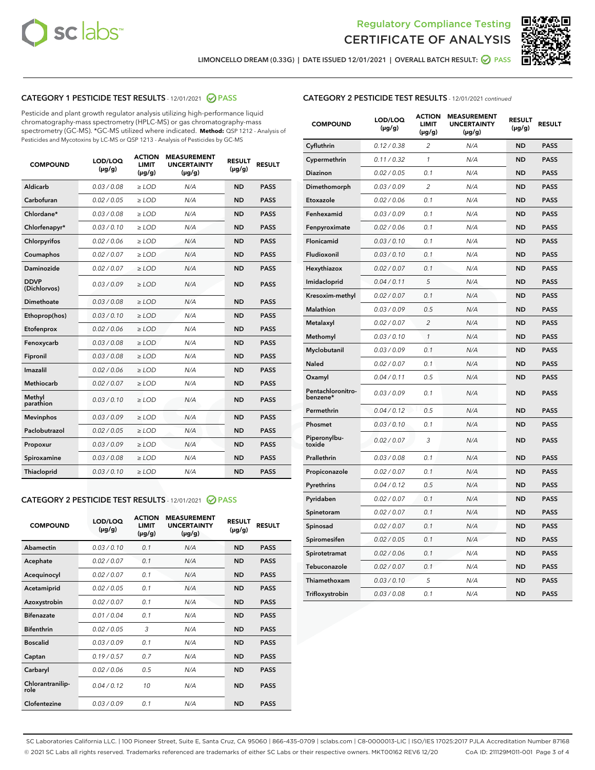Regulatory Compliance Testing

# CERTIFICATE OF ANALYSIS

LIMONCELLO DREAM (0.33G) | DATE ISSUED 12/01/2021 | OVERALL BATCH RESULT: PASS

## CATEGORY 1 PESTICIDE TEST RESULTS - 12/01/2021 PASS

Pesticide and plant growth regulator analysis utilizing high-performance liquid chromatography-mass spectrometry (HPLC-MS) or gas chromatography-mass spectrometry (GC-MS). *GC-MS utilized where indicated. **Method:** QSP 1212 - Analysis of Pesticides and Mycotoxins by LC-MS or QSP 1213 - Analysis of Pesticides by GC-MS

| COMPOUND | LOD/LOQ (µg/g) | ACTION LIMIT (µg/g) | MEASUREMENT UNCERTAINTY (µg/g) | RESULT (µg/g) | RESULT |
|---|---|---|---|---|---|
| Aldicarb | 0.03 / 0.08 | ≥ LOD | N/A | ND | PASS |
| Carbofuran | 0.02 / 0.05 | ≥ LOD | N/A | ND | PASS |
| Chlordane* | 0.03 / 0.08 | ≥ LOD | N/A | ND | PASS |
| Chlorfenapyr* | 0.03 / 0.10 | ≥ LOD | N/A | ND | PASS |
| Chlorpyrifos | 0.02 / 0.06 | ≥ LOD | N/A | ND | PASS |
| Coumaphos | 0.02 / 0.07 | ≥ LOD | N/A | ND | PASS |
| Daminozide | 0.02 / 0.07 | ≥ LOD | N/A | ND | PASS |
| DDVP (Dichlorvos) | 0.03 / 0.09 | ≥ LOD | N/A | ND | PASS |
| Dimethoate | 0.03 / 0.08 | ≥ LOD | N/A | ND | PASS |
| Ethoprop(hos) | 0.03 / 0.10 | ≥ LOD | N/A | ND | PASS |
| Etofenprox | 0.02 / 0.06 | ≥ LOD | N/A | ND | PASS |
| Fenoxycarb | 0.03 / 0.08 | ≥ LOD | N/A | ND | PASS |
| Fipronil | 0.03 / 0.08 | ≥ LOD | N/A | ND | PASS |
| Imazalil | 0.02 / 0.06 | ≥ LOD | N/A | ND | PASS |
| Methiocarb | 0.02 / 0.07 | ≥ LOD | N/A | ND | PASS |
| Methyl parathion | 0.03 / 0.10 | ≥ LOD | N/A | ND | PASS |
| Mevinphos | 0.03 / 0.09 | ≥ LOD | N/A | ND | PASS |
| Paclobutrazol | 0.02 / 0.05 | ≥ LOD | N/A | ND | PASS |
| Propoxur | 0.03 / 0.09 | ≥ LOD | N/A | ND | PASS |
| Spiroxamine | 0.03 / 0.08 | ≥ LOD | N/A | ND | PASS |
| Thiacloprid | 0.03 / 0.10 | ≥ LOD | N/A | ND | PASS |

## CATEGORY 2 PESTICIDE TEST RESULTS - 12/01/2021 PASS

| COMPOUND | LOD/LOQ (µg/g) | ACTION LIMIT (µg/g) | MEASUREMENT UNCERTAINTY (µg/g) | RESULT (µg/g) | RESULT |
|---|---|---|---|---|---|
| Abamectin | 0.03 / 0.10 | 0.1 | N/A | ND | PASS |
| Acephate | 0.02 / 0.07 | 0.1 | N/A | ND | PASS |
| Acequinocyl | 0.02 / 0.07 | 0.1 | N/A | ND | PASS |
| Acetamiprid | 0.02 / 0.05 | 0.1 | N/A | ND | PASS |
| Azoxystrobin | 0.02 / 0.07 | 0.1 | N/A | ND | PASS |
| Bifenazate | 0.01 / 0.04 | 0.1 | N/A | ND | PASS |
| Bifenthrin | 0.02 / 0.05 | 3 | N/A | ND | PASS |
| Boscalid | 0.03 / 0.09 | 0.1 | N/A | ND | PASS |
| Captan | 0.19 / 0.57 | 0.7 | N/A | ND | PASS |
| Carbaryl | 0.02 / 0.06 | 0.5 | N/A | ND | PASS |
| Chlorantraniliprole | 0.04 / 0.12 | 10 | N/A | ND | PASS |
| Clofentezine | 0.03 / 0.09 | 0.1 | N/A | ND | PASS |
| Cyfluthrin | 0.12 / 0.38 | 2 | N/A | ND | PASS |
| Cypermethrin | 0.11 / 0.32 | 1 | N/A | ND | PASS |
| Diazinon | 0.02 / 0.05 | 0.1 | N/A | ND | PASS |
| Dimethomorph | 0.03 / 0.09 | 2 | N/A | ND | PASS |
| Etoxazole | 0.02 / 0.06 | 0.1 | N/A | ND | PASS |
| Fenhexamid | 0.03 / 0.09 | 0.1 | N/A | ND | PASS |
| Fenpyroximate | 0.02 / 0.06 | 0.1 | N/A | ND | PASS |
| Flonicamid | 0.03 / 0.10 | 0.1 | N/A | ND | PASS |
| Fludioxonil | 0.03 / 0.10 | 0.1 | N/A | ND | PASS |
| Hexythiazox | 0.02 / 0.07 | 0.1 | N/A | ND | PASS |
| Imidacloprid | 0.04 / 0.11 | 5 | N/A | ND | PASS |
| Kresoxim-methyl | 0.02 / 0.07 | 0.1 | N/A | ND | PASS |
| Malathion | 0.03 / 0.09 | 0.5 | N/A | ND | PASS |
| Metalaxyl | 0.02 / 0.07 | 2 | N/A | ND | PASS |
| Methomyl | 0.03 / 0.10 | 1 | N/A | ND | PASS |
| Myclobutanil | 0.03 / 0.09 | 0.1 | N/A | ND | PASS |
| Naled | 0.02 / 0.07 | 0.1 | N/A | ND | PASS |
| Oxamyl | 0.04 / 0.11 | 0.5 | N/A | ND | PASS |
| Pentachloronitrobenzene* | 0.03 / 0.09 | 0.1 | N/A | ND | PASS |
| Permethrin | 0.04 / 0.12 | 0.5 | N/A | ND | PASS |
| Phosmet | 0.03 / 0.10 | 0.1 | N/A | ND | PASS |
| Piperonylbutoxide | 0.02 / 0.07 | 3 | N/A | ND | PASS |
| Prallethrin | 0.03 / 0.08 | 0.1 | N/A | ND | PASS |
| Propiconazole | 0.02 / 0.07 | 0.1 | N/A | ND | PASS |
| Pyrethrins | 0.04 / 0.12 | 0.5 | N/A | ND | PASS |
| Pyridaben | 0.02 / 0.07 | 0.1 | N/A | ND | PASS |
| Spinetoram | 0.02 / 0.07 | 0.1 | N/A | ND | PASS |
| Spinosad | 0.02 / 0.07 | 0.1 | N/A | ND | PASS |
| Spiromesifen | 0.02 / 0.05 | 0.1 | N/A | ND | PASS |
| Spirotetramat | 0.02 / 0.06 | 0.1 | N/A | ND | PASS |
| Tebuconazole | 0.02 / 0.07 | 0.1 | N/A | ND | PASS |
| Thiamethoxam | 0.03 / 0.10 | 5 | N/A | ND | PASS |
| Trifloxystrobin | 0.03 / 0.08 | 0.1 | N/A | ND | PASS |

SC Laboratories California LLC. | 100 Pioneer Street, Suite E, Santa Cruz, CA 95060 | 866-435-0709 | sclabs.com | C8-0000013-LIC | ISO/IES 17025:2017 PJLA Accreditation Number 87168
© 2021 SC Labs all rights reserved. Trademarks referenced are trademarks of either SC Labs or their respective owners. MKT00162 REV6 12/20 CoA ID: 211129M011-001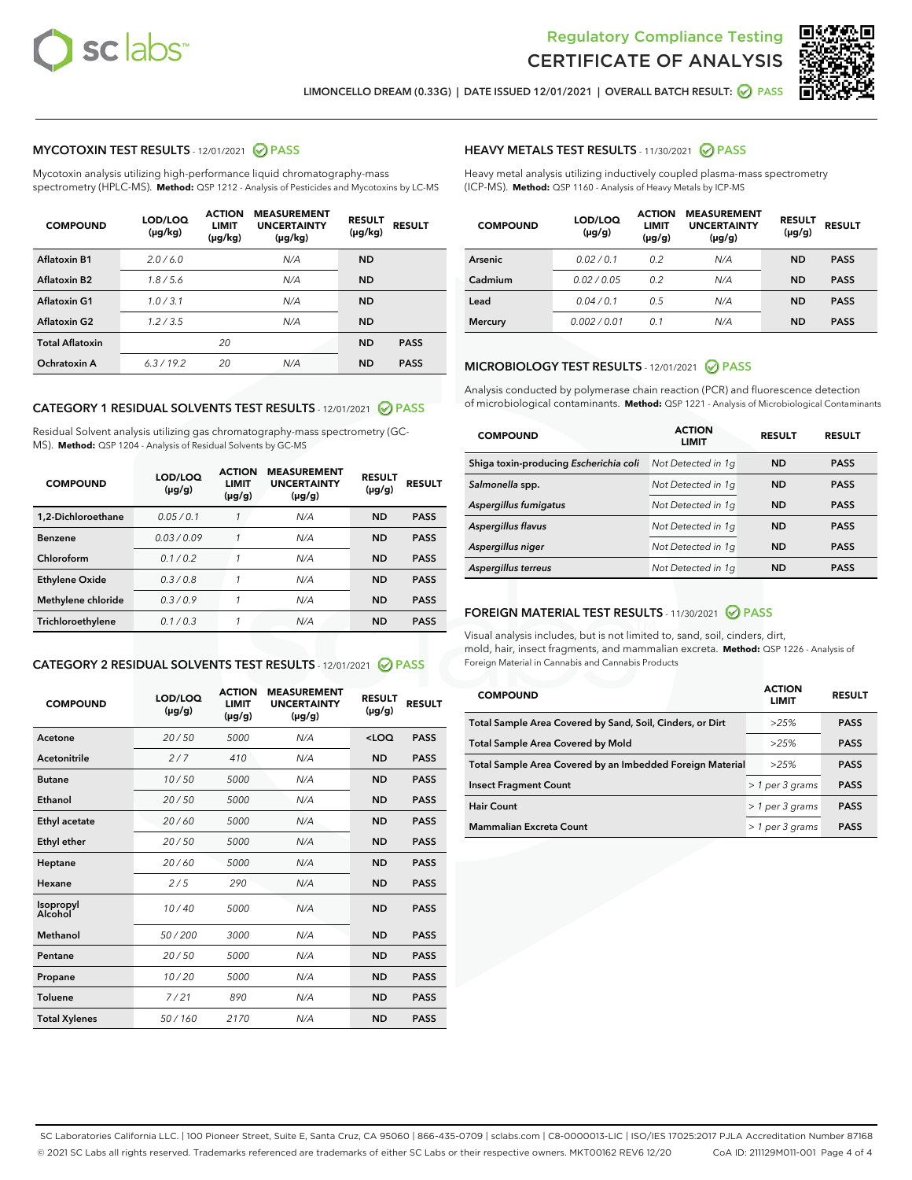# Regulatory Compliance Testing
# CERTIFICATE OF ANALYSIS

LIMONCELLO DREAM (0.33G) | DATE ISSUED 12/01/2021 | OVERALL BATCH RESULT: PASS

## MYCOTOXIN TEST RESULTS - 12/01/2021 PASS

Mycotoxin analysis utilizing high-performance liquid chromatography-mass spectrometry (HPLC-MS). **Method:** QSP 1212 - Analysis of Pesticides and Mycotoxins by LC-MS

| COMPOUND | LOD/LOQ (μg/kg) | ACTION LIMIT (μg/kg) | MEASUREMENT UNCERTAINTY (μg/kg) | RESULT (μg/kg) | RESULT |
|---|---|---|---|---|---|
| Aflatoxin B1 | 2.0 / 6.0 | | N/A | ND | |
| Aflatoxin B2 | 1.8 / 5.6 | | N/A | ND | |
| Aflatoxin G1 | 1.0 / 3.1 | | N/A | ND | |
| Aflatoxin G2 | 1.2 / 3.5 | | N/A | ND | |
| Total Aflatoxin | | 20 | | ND | PASS |
| Ochratoxin A | 6.3 / 19.2 | 20 | N/A | ND | PASS |

## CATEGORY 1 RESIDUAL SOLVENTS TEST RESULTS - 12/01/2021 PASS

Residual Solvent analysis utilizing gas chromatography-mass spectrometry (GC-MS). **Method:** QSP 1204 - Analysis of Residual Solvents by GC-MS

| COMPOUND | LOD/LOQ (μg/g) | ACTION LIMIT (μg/g) | MEASUREMENT UNCERTAINTY (μg/g) | RESULT (μg/g) | RESULT |
|---|---|---|---|---|---|
| 1,2-Dichloroethane | 0.05 / 0.1 | 1 | N/A | ND | PASS |
| Benzene | 0.03 / 0.09 | 1 | N/A | ND | PASS |
| Chloroform | 0.1 / 0.2 | 1 | N/A | ND | PASS |
| Ethylene Oxide | 0.3 / 0.8 | 1 | N/A | ND | PASS |
| Methylene chloride | 0.3 / 0.9 | 1 | N/A | ND | PASS |
| Trichloroethylene | 0.1 / 0.3 | 1 | N/A | ND | PASS |

## CATEGORY 2 RESIDUAL SOLVENTS TEST RESULTS - 12/01/2021 PASS

| COMPOUND | LOD/LOQ (μg/g) | ACTION LIMIT (μg/g) | MEASUREMENT UNCERTAINTY (μg/g) | RESULT (μg/g) | RESULT |
|---|---|---|---|---|---|
| Acetone | 20 / 50 | 5000 | N/A | <LOQ | PASS |
| Acetonitrile | 2 / 7 | 410 | N/A | ND | PASS |
| Butane | 10 / 50 | 5000 | N/A | ND | PASS |
| Ethanol | 20 / 50 | 5000 | N/A | ND | PASS |
| Ethyl acetate | 20 / 60 | 5000 | N/A | ND | PASS |
| Ethyl ether | 20 / 50 | 5000 | N/A | ND | PASS |
| Heptane | 20 / 60 | 5000 | N/A | ND | PASS |
| Hexane | 2 / 5 | 290 | N/A | ND | PASS |
| Isopropyl Alcohol | 10 / 40 | 5000 | N/A | ND | PASS |
| Methanol | 50 / 200 | 3000 | N/A | ND | PASS |
| Pentane | 20 / 50 | 5000 | N/A | ND | PASS |
| Propane | 10 / 20 | 5000 | N/A | ND | PASS |
| Toluene | 7 / 21 | 890 | N/A | ND | PASS |
| Total Xylenes | 50 / 160 | 2170 | N/A | ND | PASS |

## HEAVY METALS TEST RESULTS - 11/30/2021 PASS

Heavy metal analysis utilizing inductively coupled plasma-mass spectrometry (ICP-MS). **Method:** QSP 1160 - Analysis of Heavy Metals by ICP-MS

| COMPOUND | LOD/LOQ (μg/g) | ACTION LIMIT (μg/g) | MEASUREMENT UNCERTAINTY (μg/g) | RESULT (μg/g) | RESULT |
|---|---|---|---|---|---|
| Arsenic | 0.02 / 0.1 | 0.2 | N/A | ND | PASS |
| Cadmium | 0.02 / 0.05 | 0.2 | N/A | ND | PASS |
| Lead | 0.04 / 0.1 | 0.5 | N/A | ND | PASS |
| Mercury | 0.002 / 0.01 | 0.1 | N/A | ND | PASS |

## MICROBIOLOGY TEST RESULTS - 12/01/2021 PASS

Analysis conducted by polymerase chain reaction (PCR) and fluorescence detection of microbiological contaminants. **Method:** QSP 1221 - Analysis of Microbiological Contaminants

| COMPOUND | ACTION LIMIT | RESULT | RESULT |
|---|---|---|---|
| Shiga toxin-producing *Escherichia coli* | Not Detected in 1g | ND | PASS |
| *Salmonella* spp. | Not Detected in 1g | ND | PASS |
| *Aspergillus fumigatus* | Not Detected in 1g | ND | PASS |
| *Aspergillus flavus* | Not Detected in 1g | ND | PASS |
| *Aspergillus niger* | Not Detected in 1g | ND | PASS |
| *Aspergillus terreus* | Not Detected in 1g | ND | PASS |

## FOREIGN MATERIAL TEST RESULTS - 11/30/2021 PASS

Visual analysis includes, but is not limited to, sand, soil, cinders, dirt, mold, hair, insect fragments, and mammalian excreta. **Method:** QSP 1226 - Analysis of Foreign Material in Cannabis and Cannabis Products

| COMPOUND | ACTION LIMIT | RESULT |
|---|---|---|
| Total Sample Area Covered by Sand, Soil, Cinders, or Dirt | >25% | PASS |
| Total Sample Area Covered by Mold | >25% | PASS |
| Total Sample Area Covered by an Imbedded Foreign Material | >25% | PASS |
| Insect Fragment Count | > 1 per 3 grams | PASS |
| Hair Count | > 1 per 3 grams | PASS |
| Mammalian Excreta Count | > 1 per 3 grams | PASS |

SC Laboratories California LLC. | 100 Pioneer Street, Suite E, Santa Cruz, CA 95060 | 866-435-0709 | sclabs.com | C8-0000013-LIC | ISO/IES 17025:2017 PJLA Accreditation Number 87168
© 2021 SC Labs all rights reserved. Trademarks referenced are trademarks of either SC Labs or their respective owners. MKT00162 REV6 12/20 CoA ID: 211129M011-001